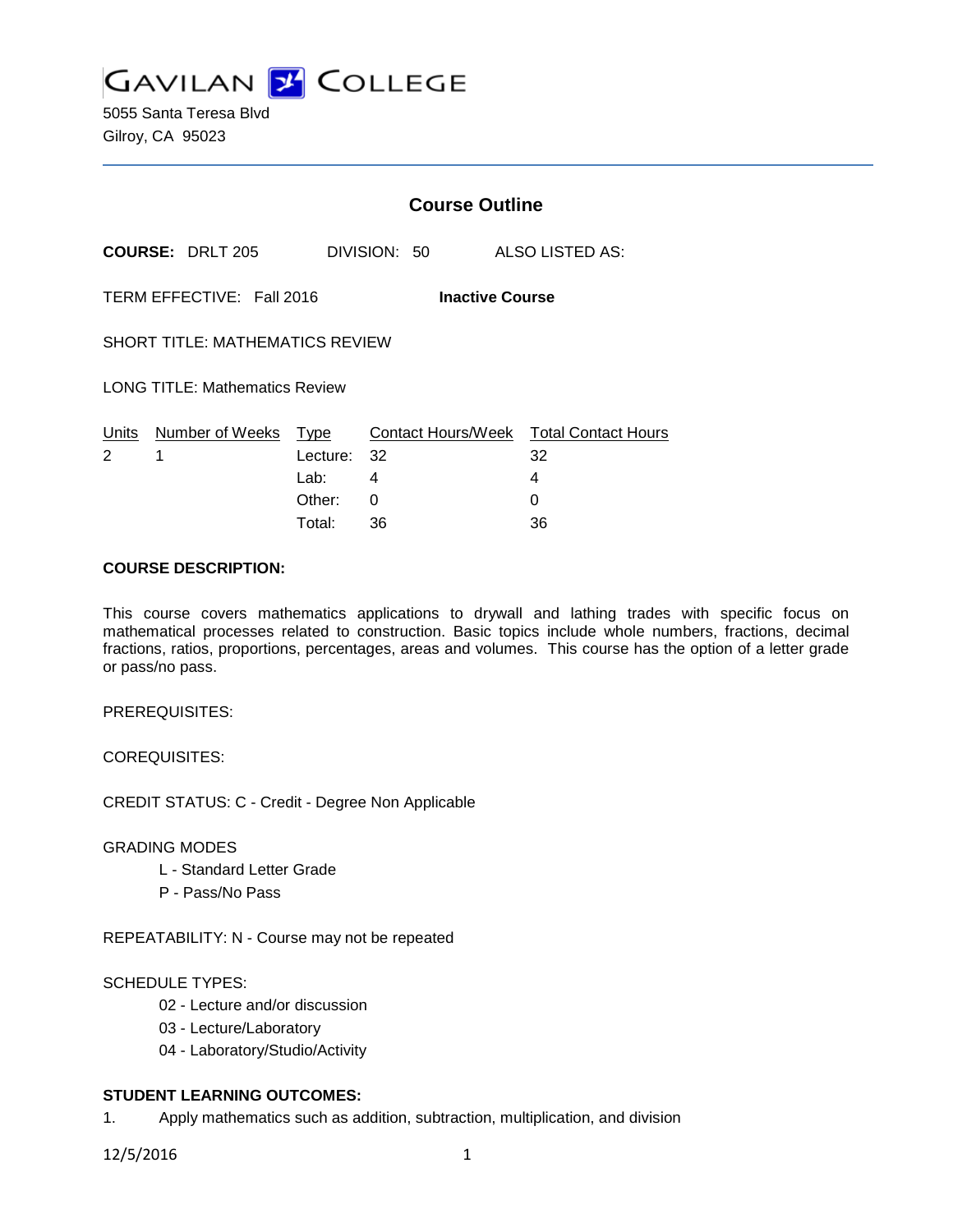# GAVILAN COLLEGE

5055 Santa Teresa Blvd
Gilroy, CA 95023

## Course Outline

**COURSE:** DRLT 205 DIVISION: 50 ALSO LISTED AS:

TERM EFFECTIVE: Fall 2016 **Inactive Course**

SHORT TITLE: MATHEMATICS REVIEW

LONG TITLE: Mathematics Review

| Units | Number of Weeks | Type | Contact Hours/Week | Total Contact Hours |
|---|---|---|---|---|
| 2 | 1 | Lecture: | 32 | 32 |
| | | Lab: | 4 | 4 |
| | | Other: | 0 | 0 |
| | | Total: | 36 | 36 |

**COURSE DESCRIPTION:**

This course covers mathematics applications to drywall and lathing trades with specific focus on mathematical processes related to construction. Basic topics include whole numbers, fractions, decimal fractions, ratios, proportions, percentages, areas and volumes. This course has the option of a letter grade or pass/no pass.

PREREQUISITES:

COREQUISITES:

CREDIT STATUS: C - Credit - Degree Non Applicable

GRADING MODES

- L - Standard Letter Grade
- P - Pass/No Pass

REPEATABILITY: N - Course may not be repeated

SCHEDULE TYPES:

- 02 - Lecture and/or discussion
- 03 - Lecture/Laboratory
- 04 - Laboratory/Studio/Activity

**STUDENT LEARNING OUTCOMES:**

1. Apply mathematics such as addition, subtraction, multiplication, and division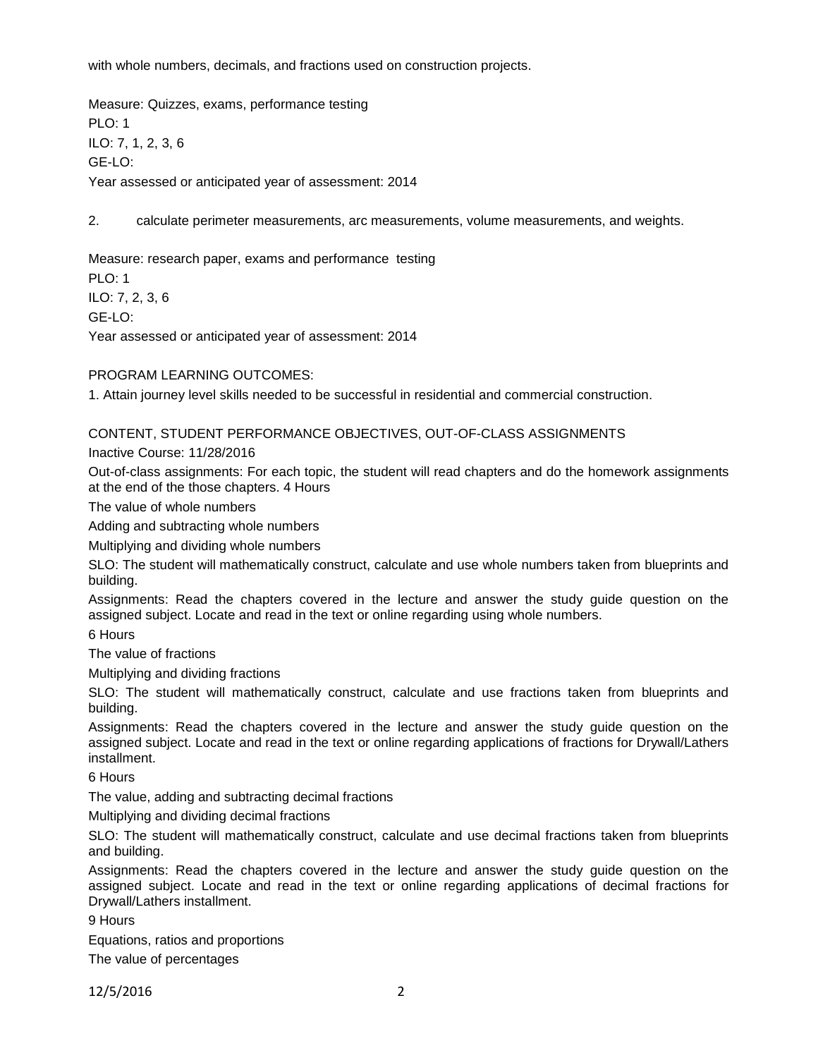with whole numbers, decimals, and fractions used on construction projects.

Measure: Quizzes, exams, performance testing
PLO: 1
ILO: 7, 1, 2, 3, 6
GE-LO:
Year assessed or anticipated year of assessment: 2014

2. calculate perimeter measurements, arc measurements, volume measurements, and weights.

Measure: research paper, exams and performance testing
PLO: 1
ILO: 7, 2, 3, 6
GE-LO:
Year assessed or anticipated year of assessment: 2014

PROGRAM LEARNING OUTCOMES:

1. Attain journey level skills needed to be successful in residential and commercial construction.

CONTENT, STUDENT PERFORMANCE OBJECTIVES, OUT-OF-CLASS ASSIGNMENTS

Inactive Course: 11/28/2016

Out-of-class assignments: For each topic, the student will read chapters and do the homework assignments at the end of the those chapters. 4 Hours

The value of whole numbers

Adding and subtracting whole numbers

Multiplying and dividing whole numbers

SLO: The student will mathematically construct, calculate and use whole numbers taken from blueprints and building.

Assignments: Read the chapters covered in the lecture and answer the study guide question on the assigned subject. Locate and read in the text or online regarding using whole numbers.

6 Hours

The value of fractions

Multiplying and dividing fractions

SLO: The student will mathematically construct, calculate and use fractions taken from blueprints and building.

Assignments: Read the chapters covered in the lecture and answer the study guide question on the assigned subject. Locate and read in the text or online regarding applications of fractions for Drywall/Lathers installment.

6 Hours

The value, adding and subtracting decimal fractions

Multiplying and dividing decimal fractions

SLO: The student will mathematically construct, calculate and use decimal fractions taken from blueprints and building.

Assignments: Read the chapters covered in the lecture and answer the study guide question on the assigned subject. Locate and read in the text or online regarding applications of decimal fractions for Drywall/Lathers installment.

9 Hours

Equations, ratios and proportions

The value of percentages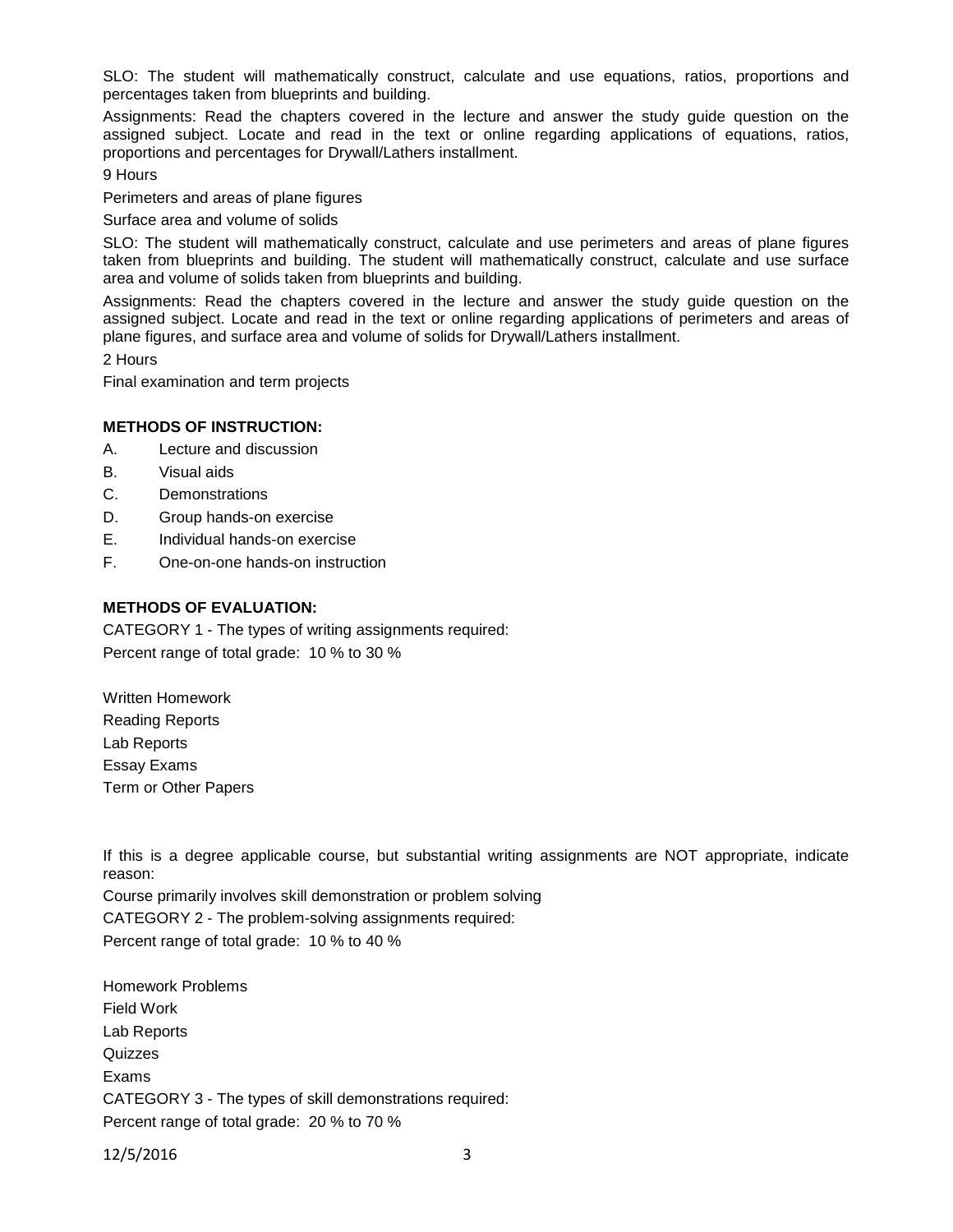SLO: The student will mathematically construct, calculate and use equations, ratios, proportions and percentages taken from blueprints and building.

Assignments: Read the chapters covered in the lecture and answer the study guide question on the assigned subject. Locate and read in the text or online regarding applications of equations, ratios, proportions and percentages for Drywall/Lathers installment.

9 Hours

Perimeters and areas of plane figures

Surface area and volume of solids

SLO: The student will mathematically construct, calculate and use perimeters and areas of plane figures taken from blueprints and building. The student will mathematically construct, calculate and use surface area and volume of solids taken from blueprints and building.

Assignments: Read the chapters covered in the lecture and answer the study guide question on the assigned subject. Locate and read in the text or online regarding applications of perimeters and areas of plane figures, and surface area and volume of solids for Drywall/Lathers installment.

2 Hours

Final examination and term projects

**METHODS OF INSTRUCTION:**

A. Lecture and discussion
B. Visual aids
C. Demonstrations
D. Group hands-on exercise
E. Individual hands-on exercise
F. One-on-one hands-on instruction

**METHODS OF EVALUATION:**

CATEGORY 1 - The types of writing assignments required:
Percent range of total grade: 10 % to 30 %

Written Homework
Reading Reports
Lab Reports
Essay Exams
Term or Other Papers

If this is a degree applicable course, but substantial writing assignments are NOT appropriate, indicate reason:
Course primarily involves skill demonstration or problem solving

CATEGORY 2 - The problem-solving assignments required:
Percent range of total grade: 10 % to 40 %

Homework Problems
Field Work
Lab Reports
Quizzes
Exams

CATEGORY 3 - The types of skill demonstrations required:
Percent range of total grade: 20 % to 70 %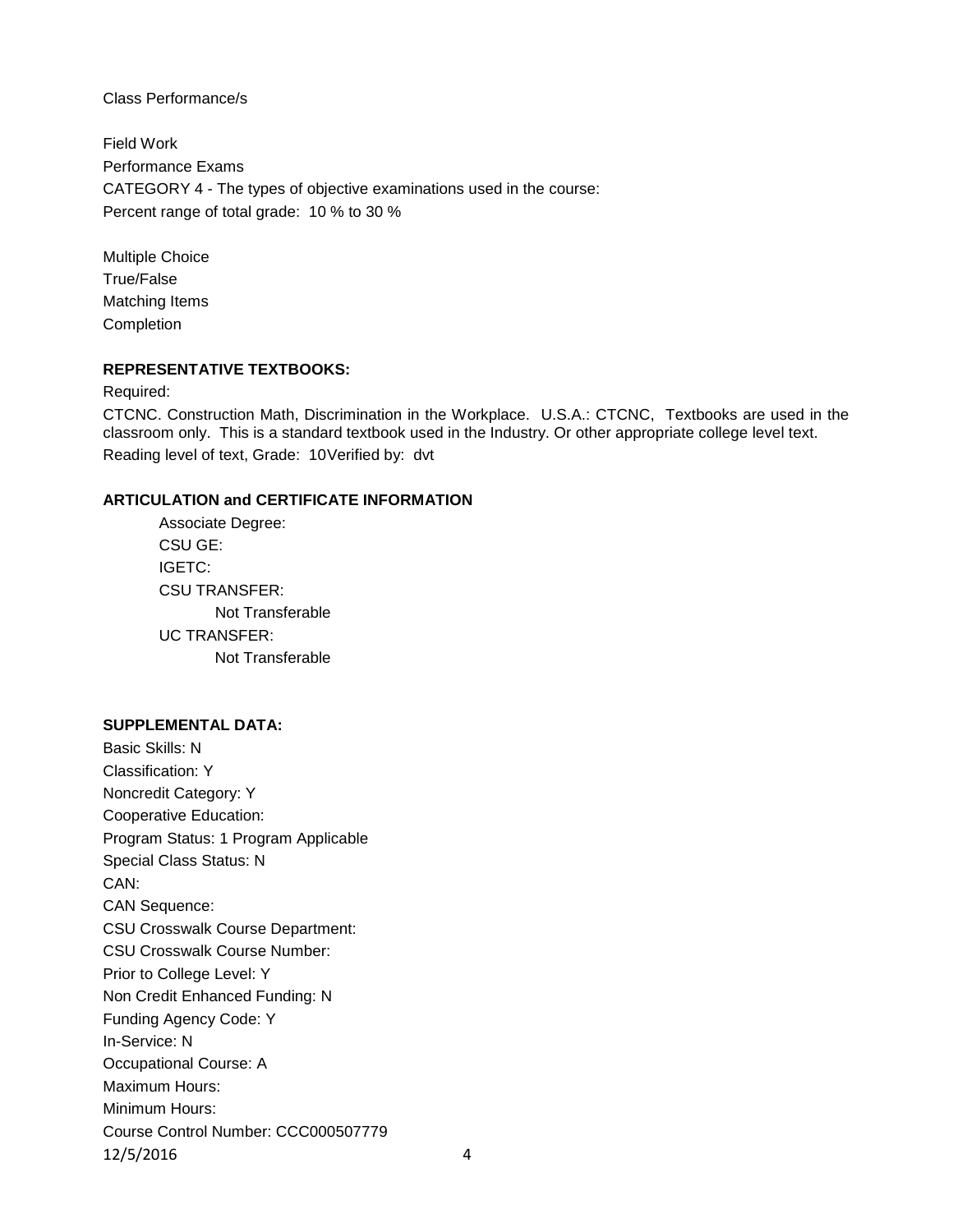Class Performance/s

Field Work
Performance Exams
CATEGORY 4 - The types of objective examinations used in the course:
Percent range of total grade: 10 % to 30 %

Multiple Choice
True/False
Matching Items
Completion

**REPRESENTATIVE TEXTBOOKS:**

Required:

CTCNC. Construction Math, Discrimination in the Workplace. U.S.A.: CTCNC, Textbooks are used in the classroom only. This is a standard textbook used in the Industry. Or other appropriate college level text.
Reading level of text, Grade: 10Verified by: dvt

**ARTICULATION and CERTIFICATE INFORMATION**

Associate Degree:
CSU GE:
IGETC:
CSU TRANSFER:
 Not Transferable
UC TRANSFER:
 Not Transferable

**SUPPLEMENTAL DATA:**

Basic Skills: N
Classification: Y
Noncredit Category: Y
Cooperative Education:
Program Status: 1 Program Applicable
Special Class Status: N
CAN:
CAN Sequence:
CSU Crosswalk Course Department:
CSU Crosswalk Course Number:
Prior to College Level: Y
Non Credit Enhanced Funding: N
Funding Agency Code: Y
In-Service: N
Occupational Course: A
Maximum Hours:
Minimum Hours:
Course Control Number: CCC000507779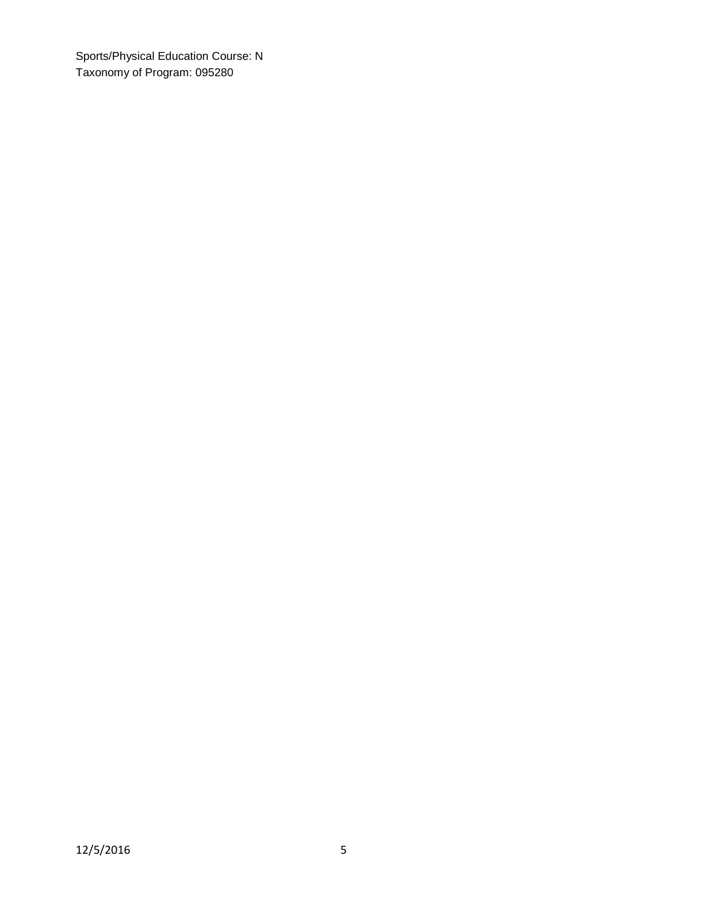Sports/Physical Education Course: N
Taxonomy of Program: 095280